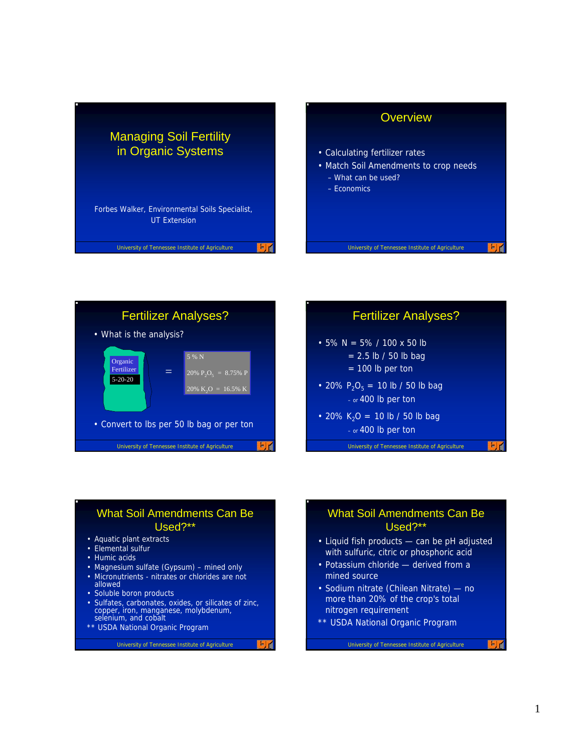## Managing Soil Fertility in Organic Systems

Forbes Walker, Environmental Soils Specialist, UT Extension

## Overview

- Calculating fertilizer rates
- Match Soil Amendments to crop needs
  - What can be used?
  - Economics

## Fertilizer Analyses?

- What is the analysis?

Organic Fertilizer 5-20-20 =

5 % N

20% $P_2O_5$ = 8.75% P

20% $K_2O$ = 16.5% K

- Convert to lbs per 50 lb bag or per ton

## Fertilizer Analyses?

- 5% N = 5% / 100 x 50 lb
  = 2.5 lb / 50 lb bag
  = 100 lb per ton
- 20% $P_2O_5$ = 10 lb / 50 lb bag
  - or 400 lb per ton
- 20% $K_2O$ = 10 lb / 50 lb bag
  - or 400 lb per ton

## What Soil Amendments Can Be Used?**

- Aquatic plant extracts
- Elemental sulfur
- Humic acids
- Magnesium sulfate (Gypsum) – mined only
- Micronutrients - nitrates or chlorides are not allowed
- Soluble boron products
- Sulfates, carbonates, oxides, or silicates of zinc, copper, iron, manganese, molybdenum, selenium, and cobalt

** USDA National Organic Program

## What Soil Amendments Can Be Used?**

- Liquid fish products — can be pH adjusted with sulfuric, citric or phosphoric acid
- Potassium chloride — derived from a mined source
- Sodium nitrate (Chilean Nitrate) — no more than 20% of the crop's total nitrogen requirement

** USDA National Organic Program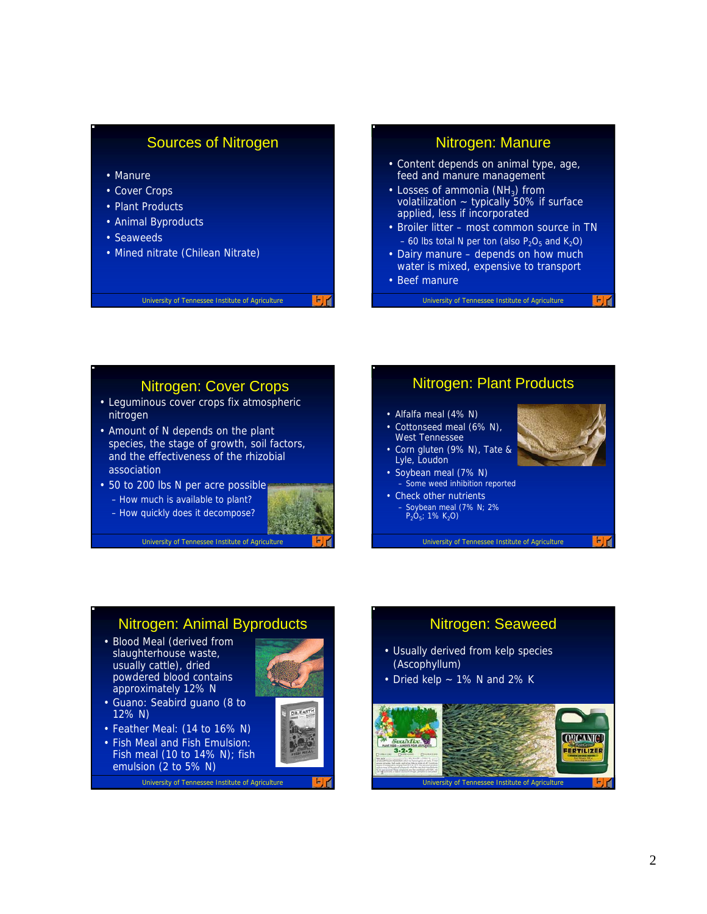## Sources of Nitrogen

- Manure
- Cover Crops
- Plant Products
- Animal Byproducts
- Seaweeds
- Mined nitrate (Chilean Nitrate)

## Nitrogen: Manure

- Content depends on animal type, age, feed and manure management
- Losses of ammonia ($NH_3$) from volatilization ~ typically 50% if surface applied, less if incorporated
- Broiler litter – most common source in TN
  - 60 lbs total N per ton (also $P_2O_5$ and $K_2O$)
- Dairy manure – depends on how much water is mixed, expensive to transport
- Beef manure

## Nitrogen: Cover Crops

- Leguminous cover crops fix atmospheric nitrogen
- Amount of N depends on the plant species, the stage of growth, soil factors, and the effectiveness of the rhizobial association
- 50 to 200 lbs N per acre possible
  - How much is available to plant?
  - How quickly does it decompose?

## Nitrogen: Plant Products

- Alfalfa meal (4% N)
- Cottonseed meal (6% N), West Tennessee
- Corn gluten (9% N), Tate & Lyle, Loudon
- Soybean meal (7% N)
  - Some weed inhibition reported
- Check other nutrients
  - Soybean meal (7% N; 2% $P_2O_5$; 1% $K_2O$)

## Nitrogen: Animal Byproducts

- Blood Meal (derived from slaughterhouse waste, usually cattle), dried powdered blood contains approximately 12% N
- Guano: Seabird guano (8 to 12% N)
- Feather Meal: (14 to 16% N)
- Fish Meal and Fish Emulsion: Fish meal (10 to 14% N); fish emulsion (2 to 5% N)

## Nitrogen: Seaweed

- Usually derived from kelp species (Ascophyllum)
- Dried kelp ~ 1% N and 2% K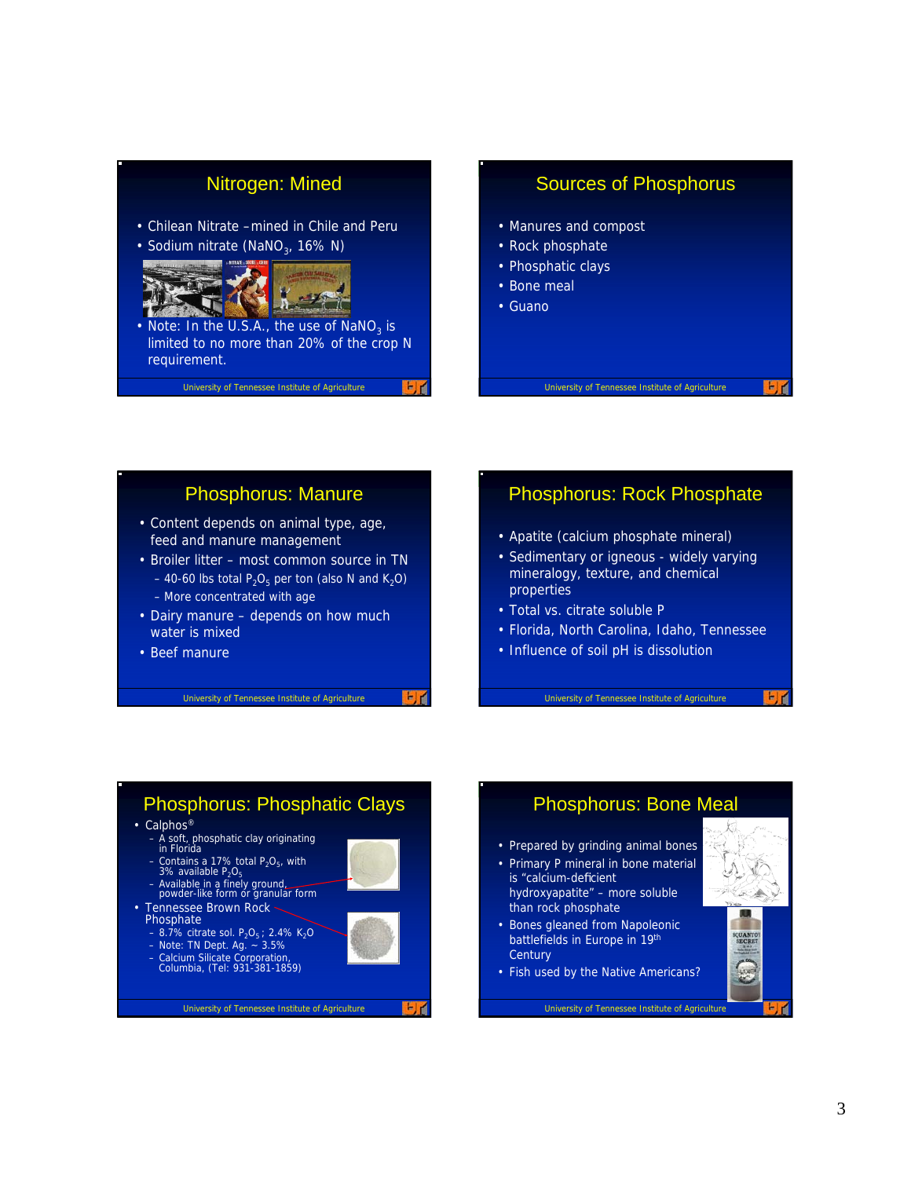## Nitrogen: Mined

- Chilean Nitrate – mined in Chile and Peru
- Sodium nitrate ($NaNO_3$, 16% N)
- Note: In the U.S.A., the use of $NaNO_3$ is limited to no more than 20% of the crop N requirement.

## Sources of Phosphorus

- Manures and compost
- Rock phosphate
- Phosphatic clays
- Bone meal
- Guano

## Phosphorus: Manure

- Content depends on animal type, age, feed and manure management
- Broiler litter – most common source in TN
  - 40-60 lbs total $P_2O_5$ per ton (also N and $K_2O$)
  - More concentrated with age
- Dairy manure – depends on how much water is mixed
- Beef manure

## Phosphorus: Rock Phosphate

- Apatite (calcium phosphate mineral)
- Sedimentary or igneous - widely varying mineralogy, texture, and chemical properties
- Total vs. citrate soluble P
- Florida, North Carolina, Idaho, Tennessee
- Influence of soil pH is dissolution

## Phosphorus: Phosphatic Clays

- Calphos®
  - A soft, phosphatic clay originating in Florida
  - Contains a 17% total $P_2O_5$, with 3% available $P_2O_5$
  - Available in a finely ground, powder-like form or granular form
- Tennessee Brown Rock Phosphate
  - 8.7% citrate sol. $P_2O_5$ ; 2.4% $K_2O$
  - Note: TN Dept. Ag. ~ 3.5%
  - Calcium Silicate Corporation, Columbia, (Tel: 931-381-1859)

## Phosphorus: Bone Meal

- Prepared by grinding animal bones
- Primary P mineral in bone material is "calcium-deficient hydroxyapatite" – more soluble than rock phosphate
- Bones gleaned from Napoleonic battlefields in Europe in 19th Century
- Fish used by the Native Americans?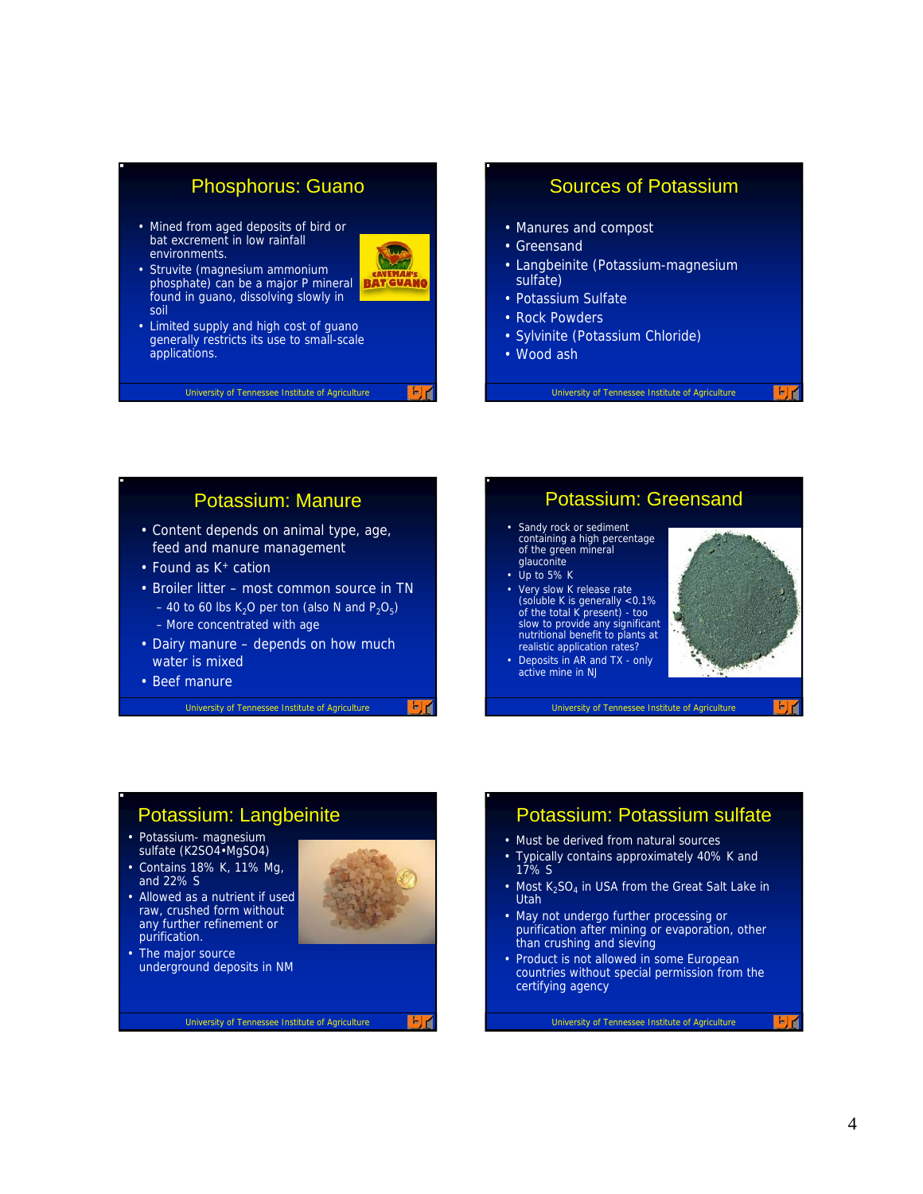## Phosphorus: Guano

- Mined from aged deposits of bird or bat excrement in low rainfall environments.
- Struvite (magnesium ammonium phosphate) can be a major P mineral found in guano, dissolving slowly in soil
- Limited supply and high cost of guano generally restricts its use to small-scale applications.

## Sources of Potassium

- Manures and compost
- Greensand
- Langbeinite (Potassium-magnesium sulfate)
- Potassium Sulfate
- Rock Powders
- Sylvinite (Potassium Chloride)
- Wood ash

## Potassium: Manure

- Content depends on animal type, age, feed and manure management
- Found as $K^+$ cation
- Broiler litter – most common source in TN
  - 40 to 60 lbs $K_2O$ per ton (also N and $P_2O_5$)
  - More concentrated with age
- Dairy manure – depends on how much water is mixed
- Beef manure

## Potassium: Greensand

- Sandy rock or sediment containing a high percentage of the green mineral glauconite
- Up to 5% K
- Very slow K release rate (soluble K is generally <0.1% of the total K present) - too slow to provide any significant nutritional benefit to plants at realistic application rates?
- Deposits in AR and TX - only active mine in NJ

## Potassium: Langbeinite

- Potassium- magnesium sulfate (K2SO4•MgSO4)
- Contains 18% K, 11% Mg, and 22% S
- Allowed as a nutrient if used raw, crushed form without any further refinement or purification.
- The major source underground deposits in NM

## Potassium: Potassium sulfate

- Must be derived from natural sources
- Typically contains approximately 40% K and 17% S
- Most $K_2SO_4$ in USA from the Great Salt Lake in Utah
- May not undergo further processing or purification after mining or evaporation, other than crushing and sieving
- Product is not allowed in some European countries without special permission from the certifying agency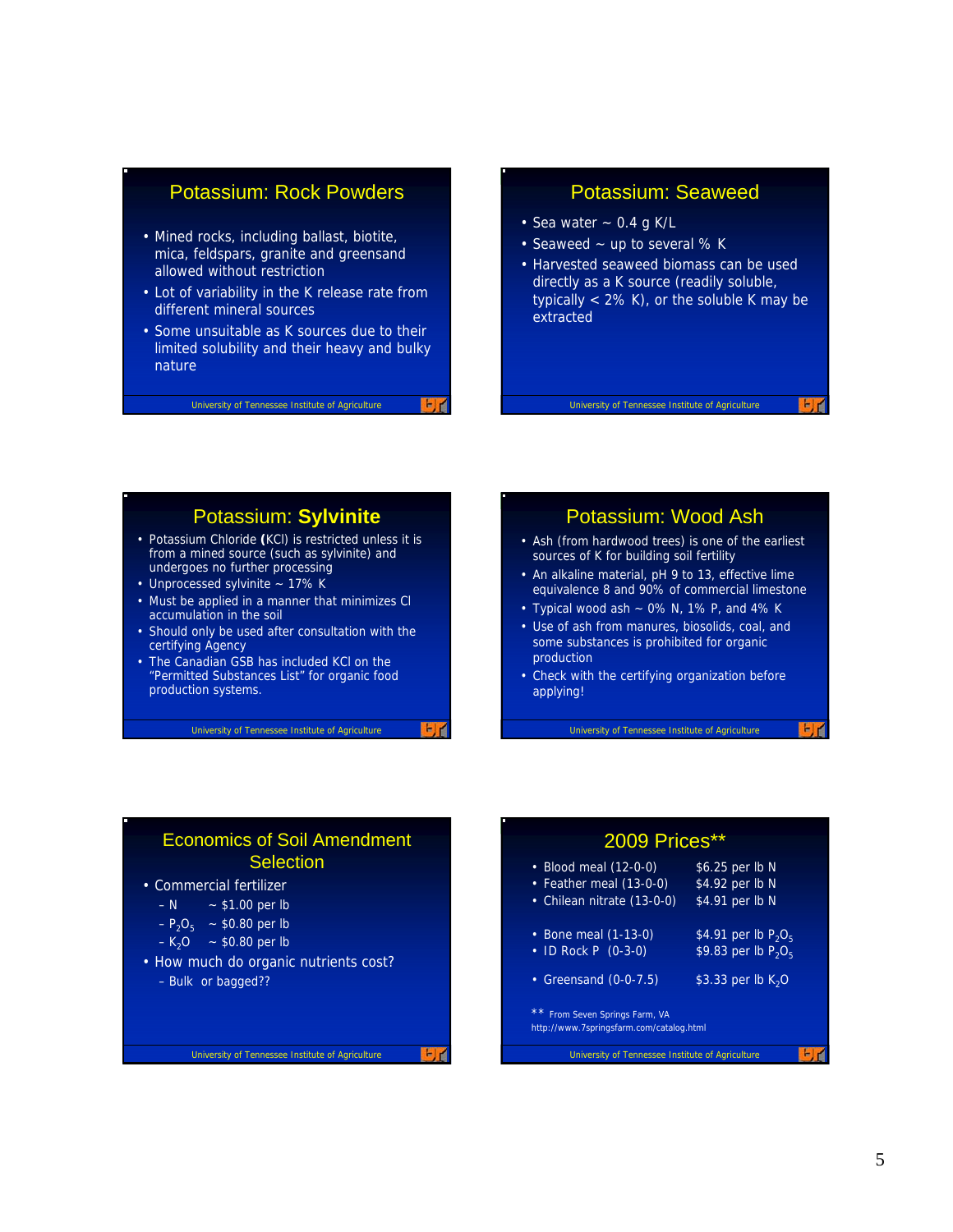## Potassium: Rock Powders

- Mined rocks, including ballast, biotite, mica, feldspars, granite and greensand allowed without restriction
- Lot of variability in the K release rate from different mineral sources
- Some unsuitable as K sources due to their limited solubility and their heavy and bulky nature

## Potassium: Seaweed

- Sea water ~ 0.4 g K/L
- Seaweed ~ up to several % K
- Harvested seaweed biomass can be used directly as a K source (readily soluble, typically < 2% K), or the soluble K may be extracted

## Potassium: **Sylvinite**

- Potassium Chloride **(**KCl) is restricted unless it is from a mined source (such as sylvinite) and undergoes no further processing
- Unprocessed sylvinite ~ 17% K
- Must be applied in a manner that minimizes Cl accumulation in the soil
- Should only be used after consultation with the certifying Agency
- The Canadian GSB has included KCl on the "Permitted Substances List" for organic food production systems.

## Potassium: Wood Ash

- Ash (from hardwood trees) is one of the earliest sources of K for building soil fertility
- An alkaline material, pH 9 to 13, effective lime equivalence 8 and 90% of commercial limestone
- Typical wood ash ~ 0% N, 1% P, and 4% K
- Use of ash from manures, biosolids, coal, and some substances is prohibited for organic production
- Check with the certifying organization before applying!

## Economics of Soil Amendment Selection

- Commercial fertilizer
  - N ~ $1.00 per lb
  - $P_2O_5$ ~ $0.80 per lb
  - $K_2O$ ~ $0.80 per lb
- How much do organic nutrients cost?
  - Bulk or bagged??

## 2009 Prices**

| | |
|---|---|
| Blood meal (12-0-0) | $6.25 per lb N |
| Feather meal (13-0-0) | $4.92 per lb N |
| Chilean nitrate (13-0-0) | $4.91 per lb N |
| Bone meal (1-13-0) | $4.91 per lb $P_2O_5$ |
| ID Rock P (0-3-0) | $9.83 per lb $P_2O_5$ |
| Greensand (0-0-7.5) | $3.33 per lb $K_2O$ |

** From Seven Springs Farm, VA
http://www.7springsfarm.com/catalog.html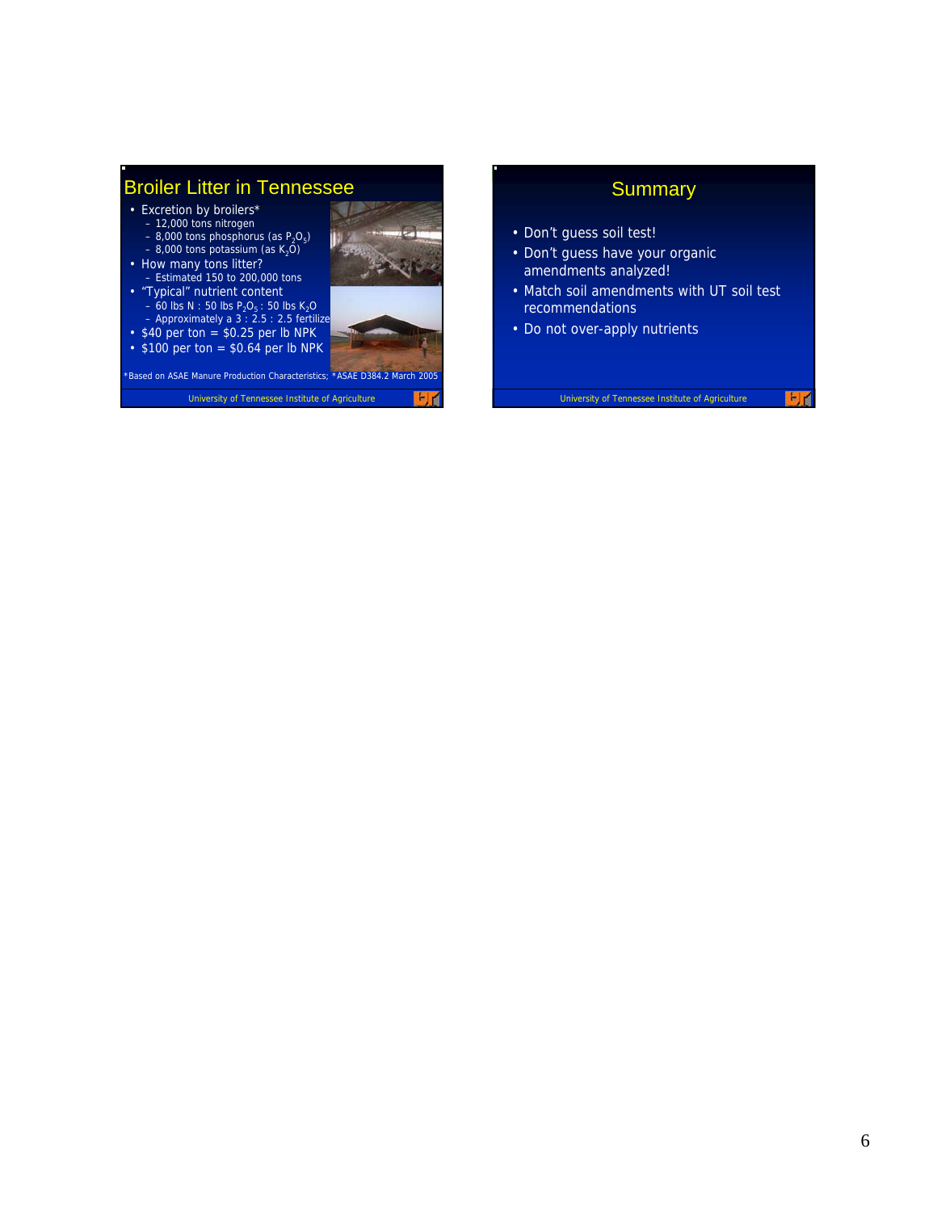## Broiler Litter in Tennessee

- Excretion by broilers*
  - 12,000 tons nitrogen
  - 8,000 tons phosphorus (as $P_2O_5$)
  - 8,000 tons potassium (as $K_2O$)
- How many tons litter?
  - Estimated 150 to 200,000 tons
- "Typical" nutrient content
  - 60 lbs N : 50 lbs $P_2O_5$ : 50 lbs $K_2O$
  - Approximately a 3 : 2.5 : 2.5 fertilize
- $40 per ton = $0.25 per lb NPK
- $100 per ton = $0.64 per lb NPK

*Based on ASAE Manure Production Characteristics; *ASAE D384.2 March 2005

University of Tennessee Institute of Agriculture

## Summary

- Don't guess soil test!
- Don't guess have your organic amendments analyzed!
- Match soil amendments with UT soil test recommendations
- Do not over-apply nutrients

University of Tennessee Institute of Agriculture